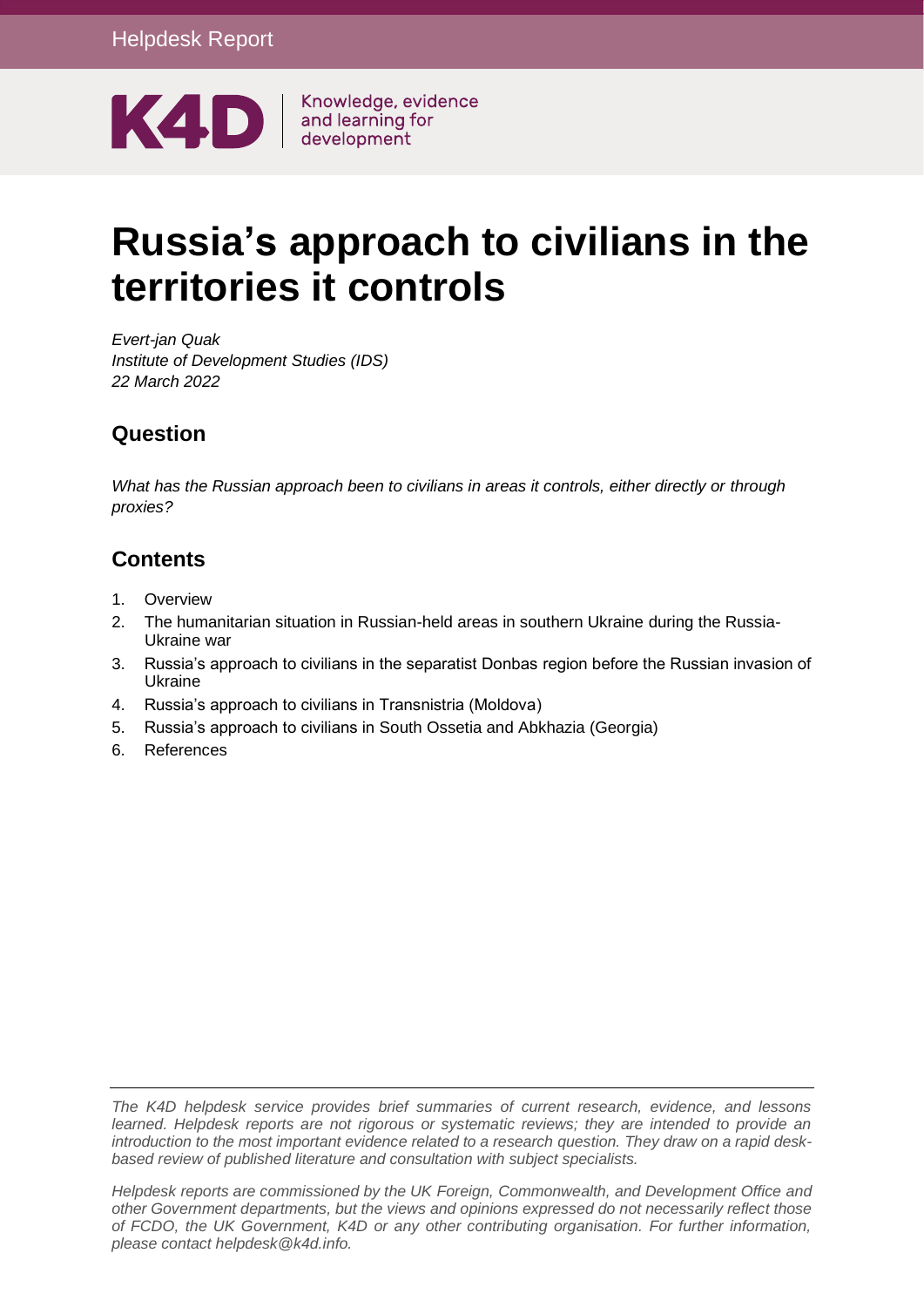Helpdesk Report

K4D | Knowledge, evidence and learning for development

# Russia's approach to civilians in the territories it controls

*Evert-jan Quak*
*Institute of Development Studies (IDS)*
*22 March 2022*

## Question

*What has the Russian approach been to civilians in areas it controls, either directly or through proxies?*

## Contents

1. Overview
2. The humanitarian situation in Russian-held areas in southern Ukraine during the Russia-Ukraine war
3. Russia's approach to civilians in the separatist Donbas region before the Russian invasion of Ukraine
4. Russia's approach to civilians in Transnistria (Moldova)
5. Russia's approach to civilians in South Ossetia and Abkhazia (Georgia)
6. References

*The K4D helpdesk service provides brief summaries of current research, evidence, and lessons learned. Helpdesk reports are not rigorous or systematic reviews; they are intended to provide an introduction to the most important evidence related to a research question. They draw on a rapid desk-based review of published literature and consultation with subject specialists.*

*Helpdesk reports are commissioned by the UK Foreign, Commonwealth, and Development Office and other Government departments, but the views and opinions expressed do not necessarily reflect those of FCDO, the UK Government, K4D or any other contributing organisation. For further information, please contact helpdesk@k4d.info.*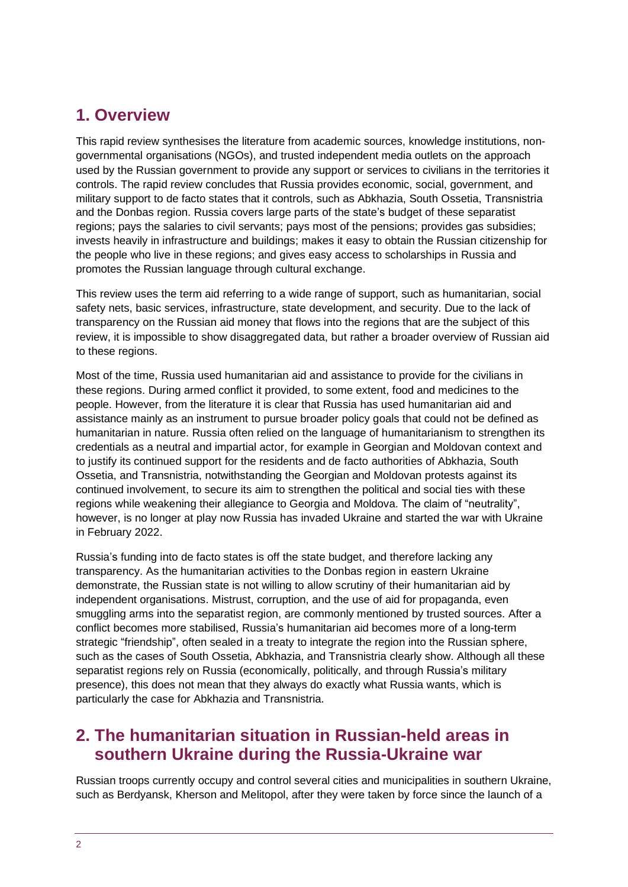## 1. Overview

This rapid review synthesises the literature from academic sources, knowledge institutions, non-governmental organisations (NGOs), and trusted independent media outlets on the approach used by the Russian government to provide any support or services to civilians in the territories it controls. The rapid review concludes that Russia provides economic, social, government, and military support to de facto states that it controls, such as Abkhazia, South Ossetia, Transnistria and the Donbas region. Russia covers large parts of the state's budget of these separatist regions; pays the salaries to civil servants; pays most of the pensions; provides gas subsidies; invests heavily in infrastructure and buildings; makes it easy to obtain the Russian citizenship for the people who live in these regions; and gives easy access to scholarships in Russia and promotes the Russian language through cultural exchange.

This review uses the term aid referring to a wide range of support, such as humanitarian, social safety nets, basic services, infrastructure, state development, and security. Due to the lack of transparency on the Russian aid money that flows into the regions that are the subject of this review, it is impossible to show disaggregated data, but rather a broader overview of Russian aid to these regions.

Most of the time, Russia used humanitarian aid and assistance to provide for the civilians in these regions. During armed conflict it provided, to some extent, food and medicines to the people. However, from the literature it is clear that Russia has used humanitarian aid and assistance mainly as an instrument to pursue broader policy goals that could not be defined as humanitarian in nature. Russia often relied on the language of humanitarianism to strengthen its credentials as a neutral and impartial actor, for example in Georgian and Moldovan context and to justify its continued support for the residents and de facto authorities of Abkhazia, South Ossetia, and Transnistria, notwithstanding the Georgian and Moldovan protests against its continued involvement, to secure its aim to strengthen the political and social ties with these regions while weakening their allegiance to Georgia and Moldova. The claim of "neutrality", however, is no longer at play now Russia has invaded Ukraine and started the war with Ukraine in February 2022.

Russia's funding into de facto states is off the state budget, and therefore lacking any transparency. As the humanitarian activities to the Donbas region in eastern Ukraine demonstrate, the Russian state is not willing to allow scrutiny of their humanitarian aid by independent organisations. Mistrust, corruption, and the use of aid for propaganda, even smuggling arms into the separatist region, are commonly mentioned by trusted sources. After a conflict becomes more stabilised, Russia's humanitarian aid becomes more of a long-term strategic "friendship", often sealed in a treaty to integrate the region into the Russian sphere, such as the cases of South Ossetia, Abkhazia, and Transnistria clearly show. Although all these separatist regions rely on Russia (economically, politically, and through Russia's military presence), this does not mean that they always do exactly what Russia wants, which is particularly the case for Abkhazia and Transnistria.

## 2. The humanitarian situation in Russian-held areas in southern Ukraine during the Russia-Ukraine war

Russian troops currently occupy and control several cities and municipalities in southern Ukraine, such as Berdyansk, Kherson and Melitopol, after they were taken by force since the launch of a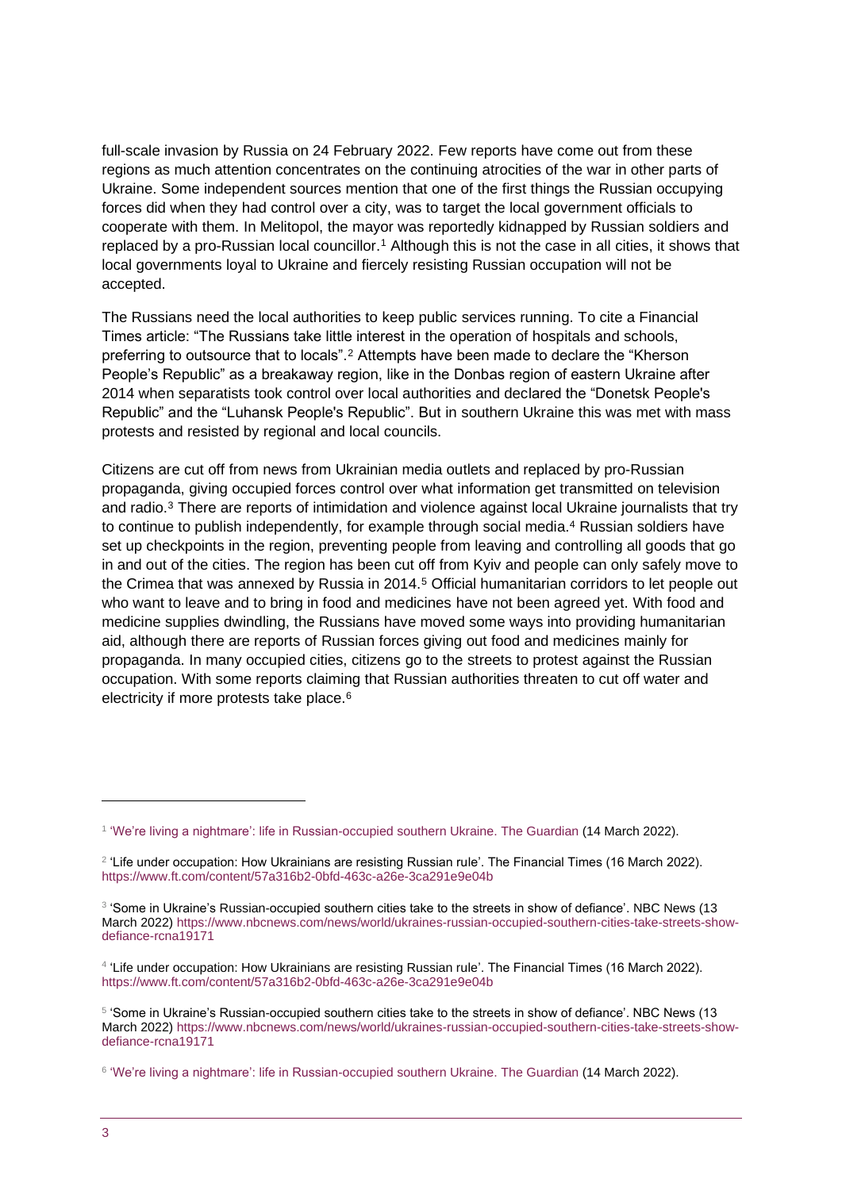full-scale invasion by Russia on 24 February 2022. Few reports have come out from these regions as much attention concentrates on the continuing atrocities of the war in other parts of Ukraine. Some independent sources mention that one of the first things the Russian occupying forces did when they had control over a city, was to target the local government officials to cooperate with them. In Melitopol, the mayor was reportedly kidnapped by Russian soldiers and replaced by a pro-Russian local councillor.[1] Although this is not the case in all cities, it shows that local governments loyal to Ukraine and fiercely resisting Russian occupation will not be accepted.

The Russians need the local authorities to keep public services running. To cite a Financial Times article: "The Russians take little interest in the operation of hospitals and schools, preferring to outsource that to locals".[2] Attempts have been made to declare the "Kherson People's Republic" as a breakaway region, like in the Donbas region of eastern Ukraine after 2014 when separatists took control over local authorities and declared the "Donetsk People's Republic" and the "Luhansk People's Republic". But in southern Ukraine this was met with mass protests and resisted by regional and local councils.

Citizens are cut off from news from Ukrainian media outlets and replaced by pro-Russian propaganda, giving occupied forces control over what information get transmitted on television and radio.[3] There are reports of intimidation and violence against local Ukraine journalists that try to continue to publish independently, for example through social media.[4] Russian soldiers have set up checkpoints in the region, preventing people from leaving and controlling all goods that go in and out of the cities. The region has been cut off from Kyiv and people can only safely move to the Crimea that was annexed by Russia in 2014.[5] Official humanitarian corridors to let people out who want to leave and to bring in food and medicines have not been agreed yet. With food and medicine supplies dwindling, the Russians have moved some ways into providing humanitarian aid, although there are reports of Russian forces giving out food and medicines mainly for propaganda. In many occupied cities, citizens go to the streets to protest against the Russian occupation. With some reports claiming that Russian authorities threaten to cut off water and electricity if more protests take place.[6]

---

[1] 'We're living a nightmare': life in Russian-occupied southern Ukraine. The Guardian (14 March 2022).

[2] 'Life under occupation: How Ukrainians are resisting Russian rule'. The Financial Times (16 March 2022). https://www.ft.com/content/57a316b2-0bfd-463c-a26e-3ca291e9e04b

[3] 'Some in Ukraine's Russian-occupied southern cities take to the streets in show of defiance'. NBC News (13 March 2022) https://www.nbcnews.com/news/world/ukraines-russian-occupied-southern-cities-take-streets-show-defiance-rcna19171

[4] 'Life under occupation: How Ukrainians are resisting Russian rule'. The Financial Times (16 March 2022). https://www.ft.com/content/57a316b2-0bfd-463c-a26e-3ca291e9e04b

[5] 'Some in Ukraine's Russian-occupied southern cities take to the streets in show of defiance'. NBC News (13 March 2022) https://www.nbcnews.com/news/world/ukraines-russian-occupied-southern-cities-take-streets-show-defiance-rcna19171

[6] 'We're living a nightmare': life in Russian-occupied southern Ukraine. The Guardian (14 March 2022).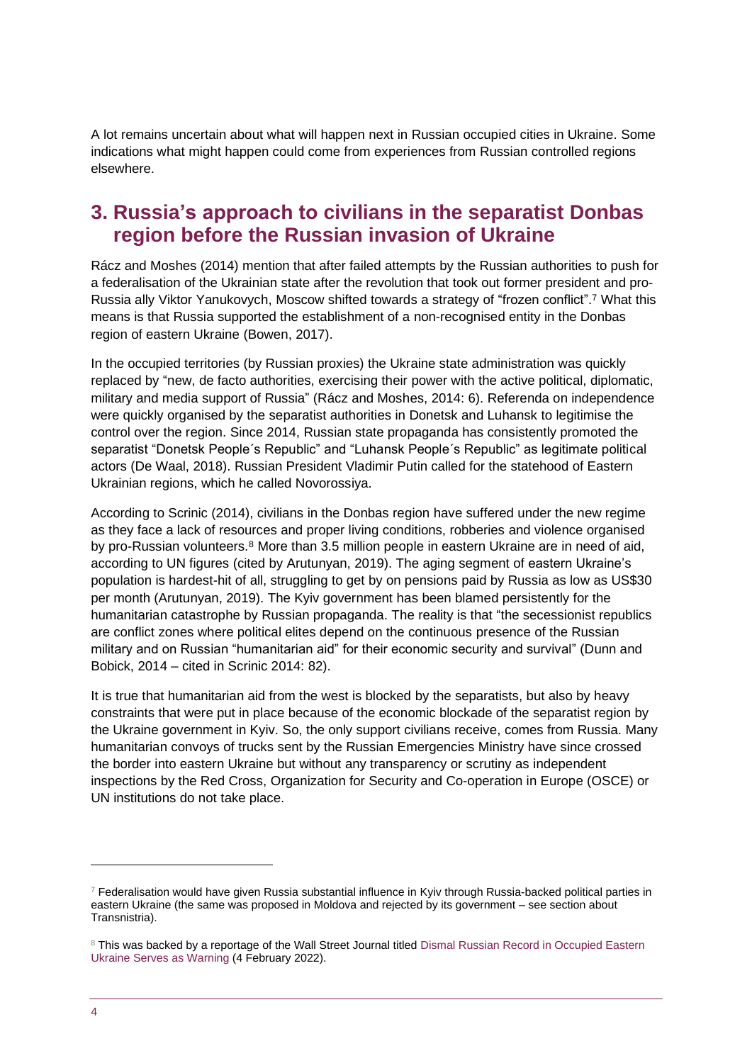A lot remains uncertain about what will happen next in Russian occupied cities in Ukraine. Some indications what might happen could come from experiences from Russian controlled regions elsewhere.

## 3. Russia's approach to civilians in the separatist Donbas region before the Russian invasion of Ukraine

Rácz and Moshes (2014) mention that after failed attempts by the Russian authorities to push for a federalisation of the Ukrainian state after the revolution that took out former president and pro-Russia ally Viktor Yanukovych, Moscow shifted towards a strategy of "frozen conflict".[7] What this means is that Russia supported the establishment of a non-recognised entity in the Donbas region of eastern Ukraine (Bowen, 2017).

In the occupied territories (by Russian proxies) the Ukraine state administration was quickly replaced by "new, de facto authorities, exercising their power with the active political, diplomatic, military and media support of Russia" (Rácz and Moshes, 2014: 6). Referenda on independence were quickly organised by the separatist authorities in Donetsk and Luhansk to legitimise the control over the region. Since 2014, Russian state propaganda has consistently promoted the separatist "Donetsk People´s Republic" and "Luhansk People´s Republic" as legitimate political actors (De Waal, 2018). Russian President Vladimir Putin called for the statehood of Eastern Ukrainian regions, which he called Novorossiya.

According to Scrinic (2014), civilians in the Donbas region have suffered under the new regime as they face a lack of resources and proper living conditions, robberies and violence organised by pro-Russian volunteers.[8] More than 3.5 million people in eastern Ukraine are in need of aid, according to UN figures (cited by Arutunyan, 2019). The aging segment of eastern Ukraine's population is hardest-hit of all, struggling to get by on pensions paid by Russia as low as US$30 per month (Arutunyan, 2019). The Kyiv government has been blamed persistently for the humanitarian catastrophe by Russian propaganda. The reality is that "the secessionist republics are conflict zones where political elites depend on the continuous presence of the Russian military and on Russian "humanitarian aid" for their economic security and survival" (Dunn and Bobick, 2014 – cited in Scrinic 2014: 82).

It is true that humanitarian aid from the west is blocked by the separatists, but also by heavy constraints that were put in place because of the economic blockade of the separatist region by the Ukraine government in Kyiv. So, the only support civilians receive, comes from Russia. Many humanitarian convoys of trucks sent by the Russian Emergencies Ministry have since crossed the border into eastern Ukraine but without any transparency or scrutiny as independent inspections by the Red Cross, Organization for Security and Co-operation in Europe (OSCE) or UN institutions do not take place.

---

[7] Federalisation would have given Russia substantial influence in Kyiv through Russia-backed political parties in eastern Ukraine (the same was proposed in Moldova and rejected by its government – see section about Transnistria).

[8] This was backed by a reportage of the Wall Street Journal titled Dismal Russian Record in Occupied Eastern Ukraine Serves as Warning (4 February 2022).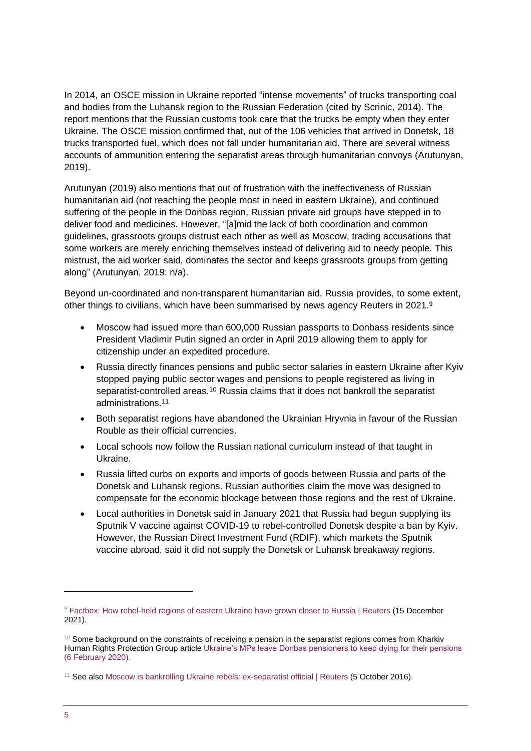In 2014, an OSCE mission in Ukraine reported "intense movements" of trucks transporting coal and bodies from the Luhansk region to the Russian Federation (cited by Scrinic, 2014). The report mentions that the Russian customs took care that the trucks be empty when they enter Ukraine. The OSCE mission confirmed that, out of the 106 vehicles that arrived in Donetsk, 18 trucks transported fuel, which does not fall under humanitarian aid. There are several witness accounts of ammunition entering the separatist areas through humanitarian convoys (Arutunyan, 2019).

Arutunyan (2019) also mentions that out of frustration with the ineffectiveness of Russian humanitarian aid (not reaching the people most in need in eastern Ukraine), and continued suffering of the people in the Donbas region, Russian private aid groups have stepped in to deliver food and medicines. However, "[a]mid the lack of both coordination and common guidelines, grassroots groups distrust each other as well as Moscow, trading accusations that some workers are merely enriching themselves instead of delivering aid to needy people. This mistrust, the aid worker said, dominates the sector and keeps grassroots groups from getting along" (Arutunyan, 2019: n/a).

Beyond un-coordinated and non-transparent humanitarian aid, Russia provides, to some extent, other things to civilians, which have been summarised by news agency Reuters in 2021.[9]

- Moscow had issued more than 600,000 Russian passports to Donbass residents since President Vladimir Putin signed an order in April 2019 allowing them to apply for citizenship under an expedited procedure.
- Russia directly finances pensions and public sector salaries in eastern Ukraine after Kyiv stopped paying public sector wages and pensions to people registered as living in separatist-controlled areas.[10] Russia claims that it does not bankroll the separatist administrations.[11]
- Both separatist regions have abandoned the Ukrainian Hryvnia in favour of the Russian Rouble as their official currencies.
- Local schools now follow the Russian national curriculum instead of that taught in Ukraine.
- Russia lifted curbs on exports and imports of goods between Russia and parts of the Donetsk and Luhansk regions. Russian authorities claim the move was designed to compensate for the economic blockage between those regions and the rest of Ukraine.
- Local authorities in Donetsk said in January 2021 that Russia had begun supplying its Sputnik V vaccine against COVID-19 to rebel-controlled Donetsk despite a ban by Kyiv. However, the Russian Direct Investment Fund (RDIF), which markets the Sputnik vaccine abroad, said it did not supply the Donetsk or Luhansk breakaway regions.

---

[9] Factbox: How rebel-held regions of eastern Ukraine have grown closer to Russia | Reuters (15 December 2021).

[10] Some background on the constraints of receiving a pension in the separatist regions comes from Kharkiv Human Rights Protection Group article Ukraine's MPs leave Donbas pensioners to keep dying for their pensions (6 February 2020).

[11] See also Moscow is bankrolling Ukraine rebels: ex-separatist official | Reuters (5 October 2016).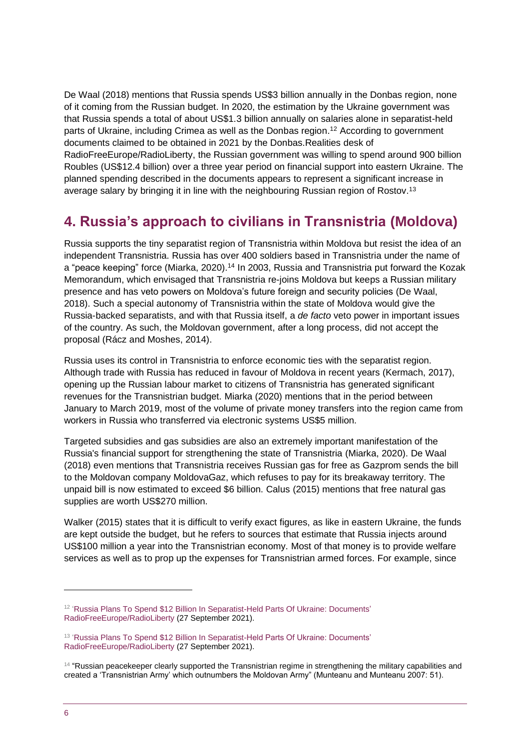De Waal (2018) mentions that Russia spends US$3 billion annually in the Donbas region, none of it coming from the Russian budget. In 2020, the estimation by the Ukraine government was that Russia spends a total of about US$1.3 billion annually on salaries alone in separatist-held parts of Ukraine, including Crimea as well as the Donbas region.[12] According to government documents claimed to be obtained in 2021 by the Donbas.Realities desk of RadioFreeEurope/RadioLiberty, the Russian government was willing to spend around 900 billion Roubles (US$12.4 billion) over a three year period on financial support into eastern Ukraine. The planned spending described in the documents appears to represent a significant increase in average salary by bringing it in line with the neighbouring Russian region of Rostov.[13]

## 4. Russia's approach to civilians in Transnistria (Moldova)

Russia supports the tiny separatist region of Transnistria within Moldova but resist the idea of an independent Transnistria. Russia has over 400 soldiers based in Transnistria under the name of a "peace keeping" force (Miarka, 2020).[14] In 2003, Russia and Transnistria put forward the Kozak Memorandum, which envisaged that Transnistria re-joins Moldova but keeps a Russian military presence and has veto powers on Moldova's future foreign and security policies (De Waal, 2018). Such a special autonomy of Transnistria within the state of Moldova would give the Russia-backed separatists, and with that Russia itself, a *de facto* veto power in important issues of the country. As such, the Moldovan government, after a long process, did not accept the proposal (Rácz and Moshes, 2014).

Russia uses its control in Transnistria to enforce economic ties with the separatist region. Although trade with Russia has reduced in favour of Moldova in recent years (Kermach, 2017), opening up the Russian labour market to citizens of Transnistria has generated significant revenues for the Transnistrian budget. Miarka (2020) mentions that in the period between January to March 2019, most of the volume of private money transfers into the region came from workers in Russia who transferred via electronic systems US$5 million.

Targeted subsidies and gas subsidies are also an extremely important manifestation of the Russia's financial support for strengthening the state of Transnistria (Miarka, 2020). De Waal (2018) even mentions that Transnistria receives Russian gas for free as Gazprom sends the bill to the Moldovan company MoldovaGaz, which refuses to pay for its breakaway territory. The unpaid bill is now estimated to exceed $6 billion. Calus (2015) mentions that free natural gas supplies are worth US$270 million.

Walker (2015) states that it is difficult to verify exact figures, as like in eastern Ukraine, the funds are kept outside the budget, but he refers to sources that estimate that Russia injects around US$100 million a year into the Transnistrian economy. Most of that money is to provide welfare services as well as to prop up the expenses for Transnistrian armed forces. For example, since

---

[12] 'Russia Plans To Spend $12 Billion In Separatist-Held Parts Of Ukraine: Documents' RadioFreeEurope/RadioLiberty (27 September 2021).

[13] 'Russia Plans To Spend $12 Billion In Separatist-Held Parts Of Ukraine: Documents' RadioFreeEurope/RadioLiberty (27 September 2021).

[14] "Russian peacekeeper clearly supported the Transnistrian regime in strengthening the military capabilities and created a 'Transnistrian Army' which outnumbers the Moldovan Army" (Munteanu and Munteanu 2007: 51).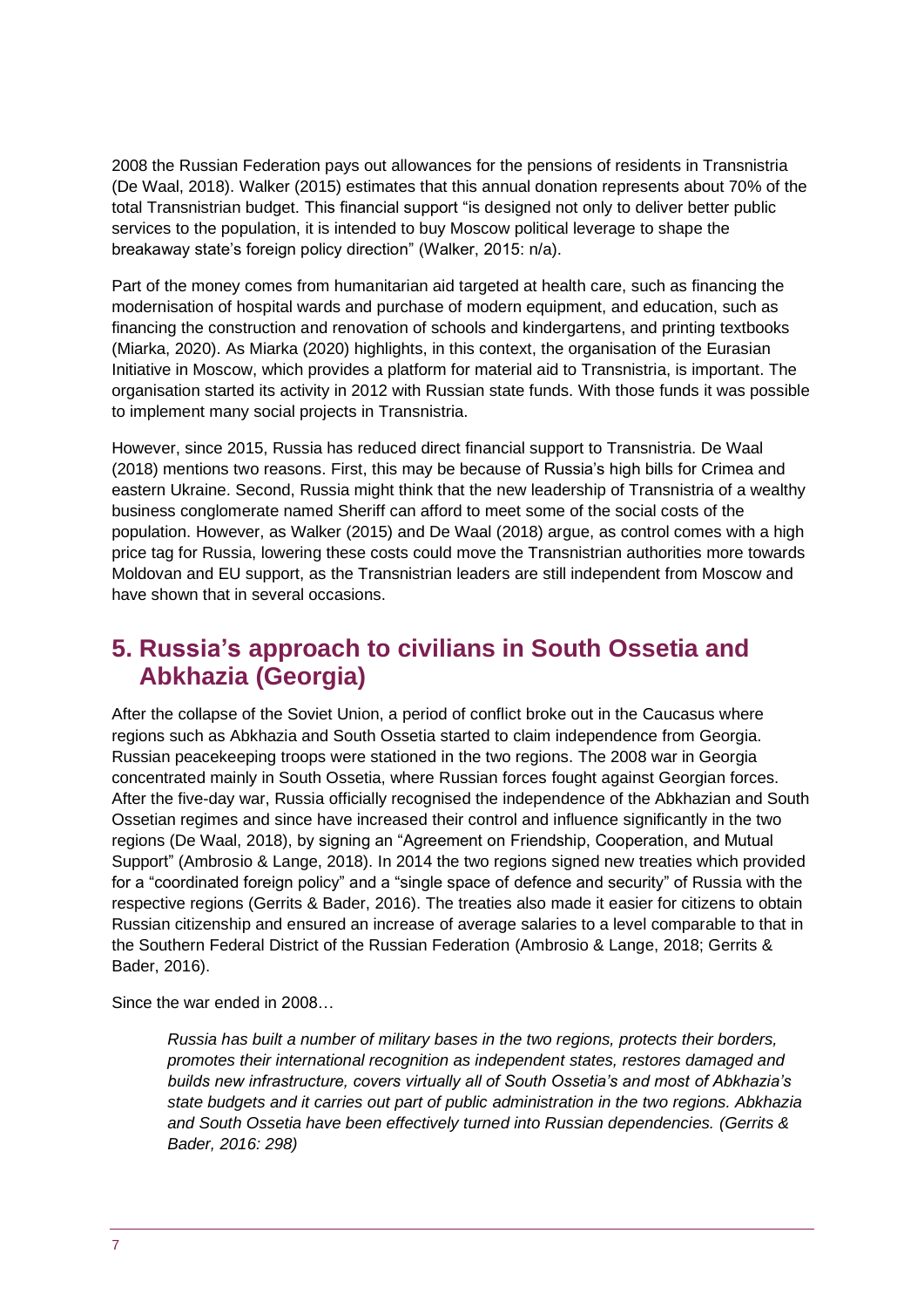2008 the Russian Federation pays out allowances for the pensions of residents in Transnistria (De Waal, 2018). Walker (2015) estimates that this annual donation represents about 70% of the total Transnistrian budget. This financial support "is designed not only to deliver better public services to the population, it is intended to buy Moscow political leverage to shape the breakaway state's foreign policy direction" (Walker, 2015: n/a).

Part of the money comes from humanitarian aid targeted at health care, such as financing the modernisation of hospital wards and purchase of modern equipment, and education, such as financing the construction and renovation of schools and kindergartens, and printing textbooks (Miarka, 2020). As Miarka (2020) highlights, in this context, the organisation of the Eurasian Initiative in Moscow, which provides a platform for material aid to Transnistria, is important. The organisation started its activity in 2012 with Russian state funds. With those funds it was possible to implement many social projects in Transnistria.

However, since 2015, Russia has reduced direct financial support to Transnistria. De Waal (2018) mentions two reasons. First, this may be because of Russia's high bills for Crimea and eastern Ukraine. Second, Russia might think that the new leadership of Transnistria of a wealthy business conglomerate named Sheriff can afford to meet some of the social costs of the population. However, as Walker (2015) and De Waal (2018) argue, as control comes with a high price tag for Russia, lowering these costs could move the Transnistrian authorities more towards Moldovan and EU support, as the Transnistrian leaders are still independent from Moscow and have shown that in several occasions.

## 5. Russia's approach to civilians in South Ossetia and Abkhazia (Georgia)

After the collapse of the Soviet Union, a period of conflict broke out in the Caucasus where regions such as Abkhazia and South Ossetia started to claim independence from Georgia. Russian peacekeeping troops were stationed in the two regions. The 2008 war in Georgia concentrated mainly in South Ossetia, where Russian forces fought against Georgian forces. After the five-day war, Russia officially recognised the independence of the Abkhazian and South Ossetian regimes and since have increased their control and influence significantly in the two regions (De Waal, 2018), by signing an "Agreement on Friendship, Cooperation, and Mutual Support" (Ambrosio & Lange, 2018). In 2014 the two regions signed new treaties which provided for a "coordinated foreign policy" and a "single space of defence and security" of Russia with the respective regions (Gerrits & Bader, 2016). The treaties also made it easier for citizens to obtain Russian citizenship and ensured an increase of average salaries to a level comparable to that in the Southern Federal District of the Russian Federation (Ambrosio & Lange, 2018; Gerrits & Bader, 2016).

Since the war ended in 2008…

> *Russia has built a number of military bases in the two regions, protects their borders, promotes their international recognition as independent states, restores damaged and builds new infrastructure, covers virtually all of South Ossetia's and most of Abkhazia's state budgets and it carries out part of public administration in the two regions. Abkhazia and South Ossetia have been effectively turned into Russian dependencies. (Gerrits & Bader, 2016: 298)*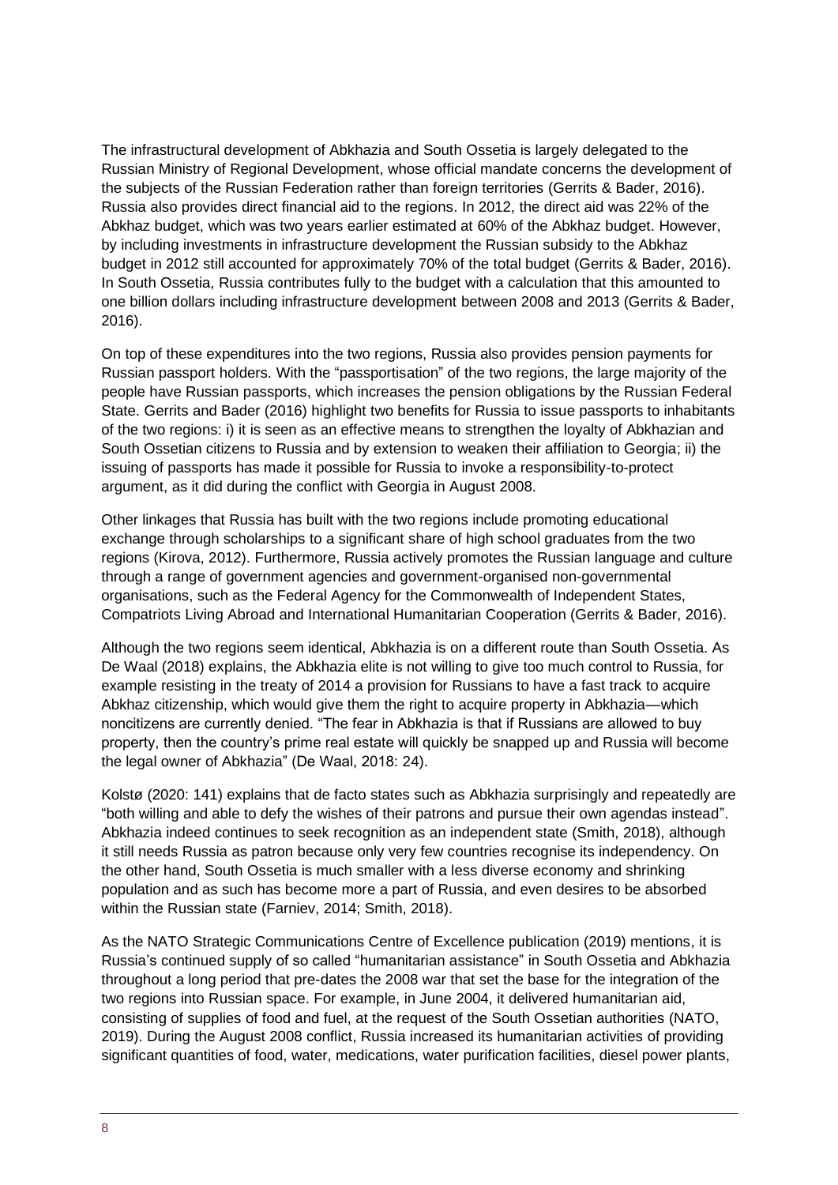The infrastructural development of Abkhazia and South Ossetia is largely delegated to the Russian Ministry of Regional Development, whose official mandate concerns the development of the subjects of the Russian Federation rather than foreign territories (Gerrits & Bader, 2016). Russia also provides direct financial aid to the regions. In 2012, the direct aid was 22% of the Abkhaz budget, which was two years earlier estimated at 60% of the Abkhaz budget. However, by including investments in infrastructure development the Russian subsidy to the Abkhaz budget in 2012 still accounted for approximately 70% of the total budget (Gerrits & Bader, 2016). In South Ossetia, Russia contributes fully to the budget with a calculation that this amounted to one billion dollars including infrastructure development between 2008 and 2013 (Gerrits & Bader, 2016).

On top of these expenditures into the two regions, Russia also provides pension payments for Russian passport holders. With the "passportisation" of the two regions, the large majority of the people have Russian passports, which increases the pension obligations by the Russian Federal State. Gerrits and Bader (2016) highlight two benefits for Russia to issue passports to inhabitants of the two regions: i) it is seen as an effective means to strengthen the loyalty of Abkhazian and South Ossetian citizens to Russia and by extension to weaken their affiliation to Georgia; ii) the issuing of passports has made it possible for Russia to invoke a responsibility-to-protect argument, as it did during the conflict with Georgia in August 2008.

Other linkages that Russia has built with the two regions include promoting educational exchange through scholarships to a significant share of high school graduates from the two regions (Kirova, 2012). Furthermore, Russia actively promotes the Russian language and culture through a range of government agencies and government-organised non-governmental organisations, such as the Federal Agency for the Commonwealth of Independent States, Compatriots Living Abroad and International Humanitarian Cooperation (Gerrits & Bader, 2016).

Although the two regions seem identical, Abkhazia is on a different route than South Ossetia. As De Waal (2018) explains, the Abkhazia elite is not willing to give too much control to Russia, for example resisting in the treaty of 2014 a provision for Russians to have a fast track to acquire Abkhaz citizenship, which would give them the right to acquire property in Abkhazia—which noncitizens are currently denied. "The fear in Abkhazia is that if Russians are allowed to buy property, then the country's prime real estate will quickly be snapped up and Russia will become the legal owner of Abkhazia" (De Waal, 2018: 24).

Kolstø (2020: 141) explains that de facto states such as Abkhazia surprisingly and repeatedly are "both willing and able to defy the wishes of their patrons and pursue their own agendas instead". Abkhazia indeed continues to seek recognition as an independent state (Smith, 2018), although it still needs Russia as patron because only very few countries recognise its independency. On the other hand, South Ossetia is much smaller with a less diverse economy and shrinking population and as such has become more a part of Russia, and even desires to be absorbed within the Russian state (Farniev, 2014; Smith, 2018).

As the NATO Strategic Communications Centre of Excellence publication (2019) mentions, it is Russia's continued supply of so called "humanitarian assistance" in South Ossetia and Abkhazia throughout a long period that pre-dates the 2008 war that set the base for the integration of the two regions into Russian space. For example, in June 2004, it delivered humanitarian aid, consisting of supplies of food and fuel, at the request of the South Ossetian authorities (NATO, 2019). During the August 2008 conflict, Russia increased its humanitarian activities of providing significant quantities of food, water, medications, water purification facilities, diesel power plants,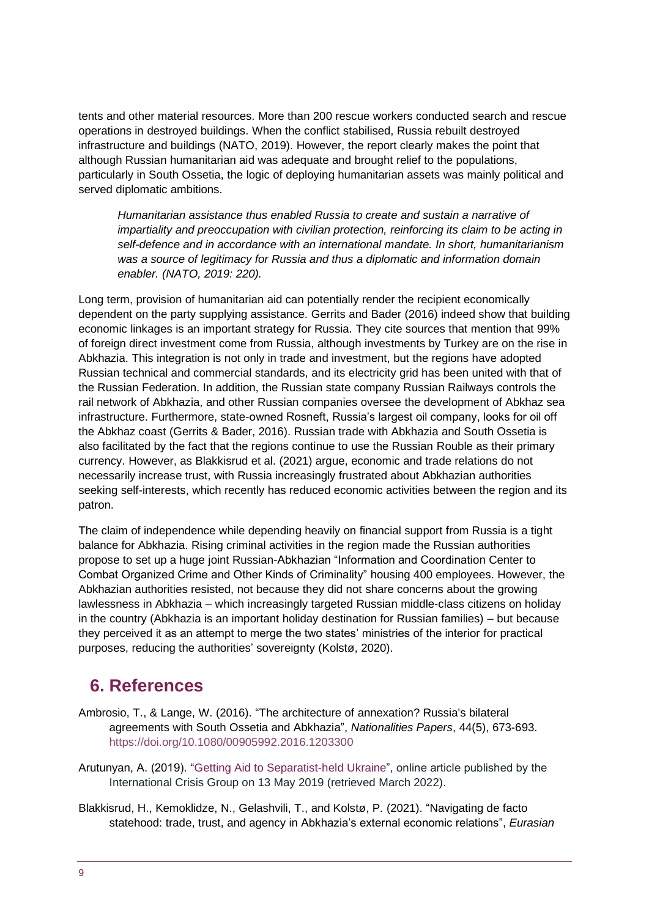tents and other material resources. More than 200 rescue workers conducted search and rescue operations in destroyed buildings. When the conflict stabilised, Russia rebuilt destroyed infrastructure and buildings (NATO, 2019). However, the report clearly makes the point that although Russian humanitarian aid was adequate and brought relief to the populations, particularly in South Ossetia, the logic of deploying humanitarian assets was mainly political and served diplomatic ambitions.

> *Humanitarian assistance thus enabled Russia to create and sustain a narrative of impartiality and preoccupation with civilian protection, reinforcing its claim to be acting in self-defence and in accordance with an international mandate. In short, humanitarianism was a source of legitimacy for Russia and thus a diplomatic and information domain enabler. (NATO, 2019: 220).*

Long term, provision of humanitarian aid can potentially render the recipient economically dependent on the party supplying assistance. Gerrits and Bader (2016) indeed show that building economic linkages is an important strategy for Russia. They cite sources that mention that 99% of foreign direct investment come from Russia, although investments by Turkey are on the rise in Abkhazia. This integration is not only in trade and investment, but the regions have adopted Russian technical and commercial standards, and its electricity grid has been united with that of the Russian Federation. In addition, the Russian state company Russian Railways controls the rail network of Abkhazia, and other Russian companies oversee the development of Abkhaz sea infrastructure. Furthermore, state-owned Rosneft, Russia's largest oil company, looks for oil off the Abkhaz coast (Gerrits & Bader, 2016). Russian trade with Abkhazia and South Ossetia is also facilitated by the fact that the regions continue to use the Russian Rouble as their primary currency. However, as Blakkisrud et al. (2021) argue, economic and trade relations do not necessarily increase trust, with Russia increasingly frustrated about Abkhazian authorities seeking self-interests, which recently has reduced economic activities between the region and its patron.

The claim of independence while depending heavily on financial support from Russia is a tight balance for Abkhazia. Rising criminal activities in the region made the Russian authorities propose to set up a huge joint Russian-Abkhazian "Information and Coordination Center to Combat Organized Crime and Other Kinds of Criminality" housing 400 employees. However, the Abkhazian authorities resisted, not because they did not share concerns about the growing lawlessness in Abkhazia – which increasingly targeted Russian middle-class citizens on holiday in the country (Abkhazia is an important holiday destination for Russian families) – but because they perceived it as an attempt to merge the two states' ministries of the interior for practical purposes, reducing the authorities' sovereignty (Kolstø, 2020).

## 6. References

Ambrosio, T., & Lange, W. (2016). "The architecture of annexation? Russia's bilateral agreements with South Ossetia and Abkhazia", *Nationalities Papers*, 44(5), 673-693. https://doi.org/10.1080/00905992.2016.1203300

Arutunyan, A. (2019). "Getting Aid to Separatist-held Ukraine", online article published by the International Crisis Group on 13 May 2019 (retrieved March 2022).

Blakkisrud, H., Kemoklidze, N., Gelashvili, T., and Kolstø, P. (2021). "Navigating de facto statehood: trade, trust, and agency in Abkhazia's external economic relations", *Eurasian*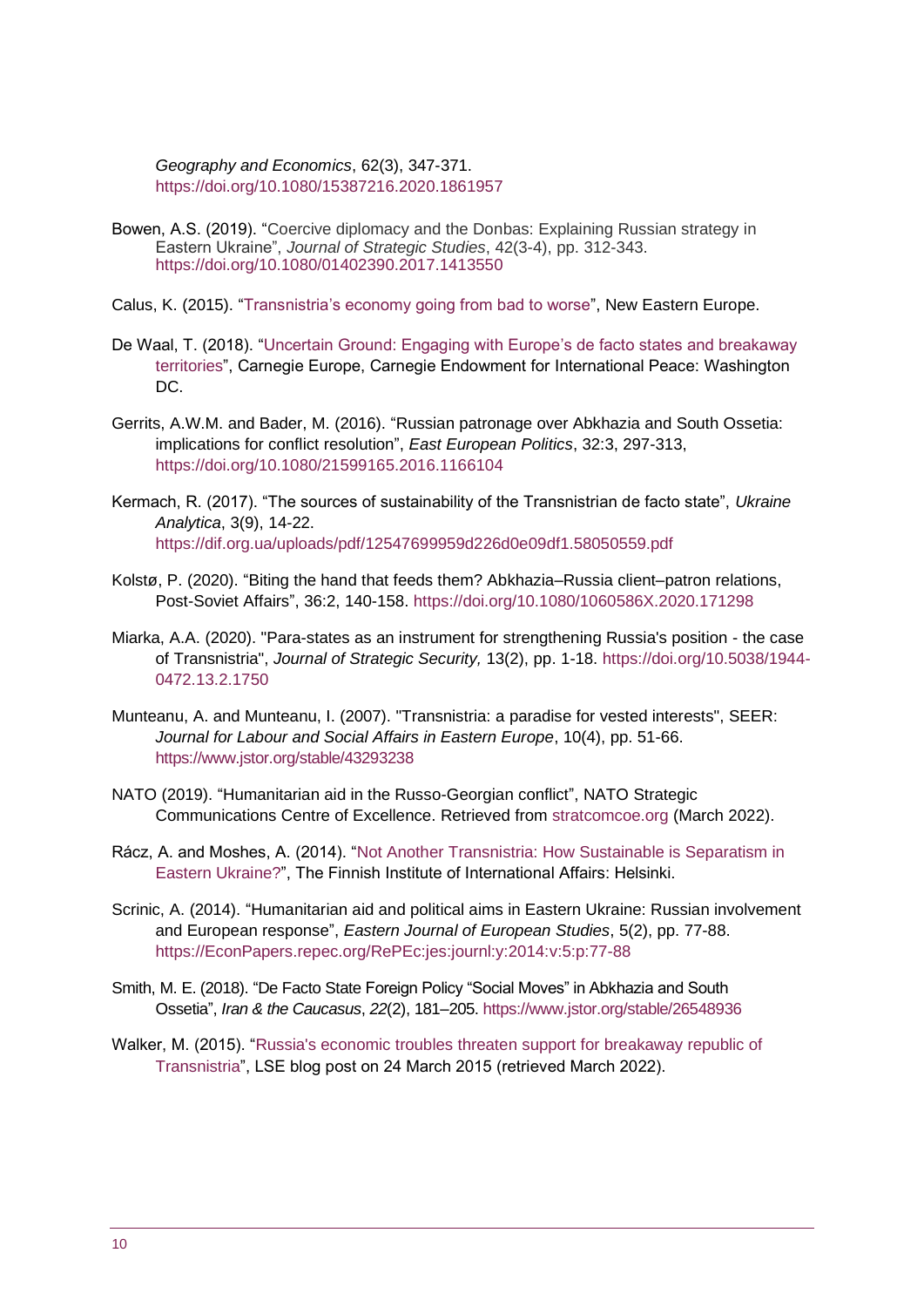*Geography and Economics*, 62(3), 347-371. https://doi.org/10.1080/15387216.2020.1861957

Bowen, A.S. (2019). "Coercive diplomacy and the Donbas: Explaining Russian strategy in Eastern Ukraine", *Journal of Strategic Studies*, 42(3-4), pp. 312-343. https://doi.org/10.1080/01402390.2017.1413550

Calus, K. (2015). "Transnistria's economy going from bad to worse", New Eastern Europe.

De Waal, T. (2018). "Uncertain Ground: Engaging with Europe's de facto states and breakaway territories", Carnegie Europe, Carnegie Endowment for International Peace: Washington DC.

Gerrits, A.W.M. and Bader, M. (2016). "Russian patronage over Abkhazia and South Ossetia: implications for conflict resolution", *East European Politics*, 32:3, 297-313, https://doi.org/10.1080/21599165.2016.1166104

Kermach, R. (2017). "The sources of sustainability of the Transnistrian de facto state", *Ukraine Analytica*, 3(9), 14-22. https://dif.org.ua/uploads/pdf/12547699959d226d0e09df1.58050559.pdf

Kolstø, P. (2020). "Biting the hand that feeds them? Abkhazia–Russia client–patron relations, Post-Soviet Affairs", 36:2, 140-158. https://doi.org/10.1080/1060586X.2020.171298

Miarka, A.A. (2020). "Para-states as an instrument for strengthening Russia's position - the case of Transnistria", *Journal of Strategic Security,* 13(2), pp. 1-18. https://doi.org/10.5038/1944-0472.13.2.1750

Munteanu, A. and Munteanu, I. (2007). "Transnistria: a paradise for vested interests", SEER: *Journal for Labour and Social Affairs in Eastern Europe*, 10(4), pp. 51-66. https://www.jstor.org/stable/43293238

NATO (2019). "Humanitarian aid in the Russo-Georgian conflict", NATO Strategic Communications Centre of Excellence. Retrieved from stratcomcoe.org (March 2022).

Rácz, A. and Moshes, A. (2014). "Not Another Transnistria: How Sustainable is Separatism in Eastern Ukraine?", The Finnish Institute of International Affairs: Helsinki.

Scrinic, A. (2014). "Humanitarian aid and political aims in Eastern Ukraine: Russian involvement and European response", *Eastern Journal of European Studies*, 5(2), pp. 77-88. https://EconPapers.repec.org/RePEc:jes:journl:y:2014:v:5:p:77-88

Smith, M. E. (2018). "De Facto State Foreign Policy "Social Moves" in Abkhazia and South Ossetia", *Iran & the Caucasus*, *22*(2), 181–205. https://www.jstor.org/stable/26548936

Walker, M. (2015). "Russia's economic troubles threaten support for breakaway republic of Transnistria", LSE blog post on 24 March 2015 (retrieved March 2022).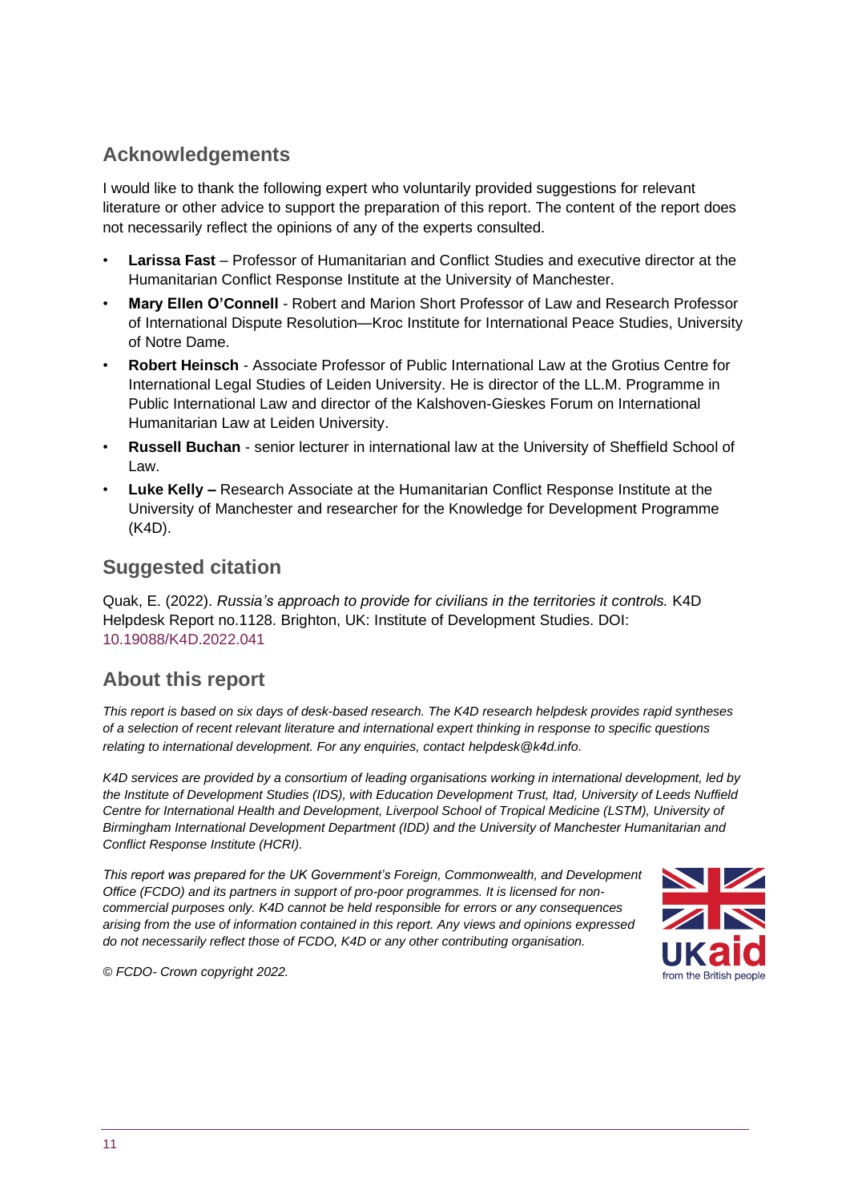## Acknowledgements

I would like to thank the following expert who voluntarily provided suggestions for relevant literature or other advice to support the preparation of this report. The content of the report does not necessarily reflect the opinions of any of the experts consulted.

- **Larissa Fast** – Professor of Humanitarian and Conflict Studies and executive director at the Humanitarian Conflict Response Institute at the University of Manchester.
- **Mary Ellen O'Connell** - Robert and Marion Short Professor of Law and Research Professor of International Dispute Resolution—Kroc Institute for International Peace Studies, University of Notre Dame.
- **Robert Heinsch** - Associate Professor of Public International Law at the Grotius Centre for International Legal Studies of Leiden University. He is director of the LL.M. Programme in Public International Law and director of the Kalshoven-Gieskes Forum on International Humanitarian Law at Leiden University.
- **Russell Buchan** - senior lecturer in international law at the University of Sheffield School of Law.
- **Luke Kelly –** Research Associate at the Humanitarian Conflict Response Institute at the University of Manchester and researcher for the Knowledge for Development Programme (K4D).

## Suggested citation

Quak, E. (2022). *Russia's approach to provide for civilians in the territories it controls.* K4D Helpdesk Report no.1128. Brighton, UK: Institute of Development Studies. DOI: 10.19088/K4D.2022.041

## About this report

*This report is based on six days of desk-based research. The K4D research helpdesk provides rapid syntheses of a selection of recent relevant literature and international expert thinking in response to specific questions relating to international development. For any enquiries, contact helpdesk@k4d.info.*

*K4D services are provided by a consortium of leading organisations working in international development, led by the Institute of Development Studies (IDS), with Education Development Trust, Itad, University of Leeds Nuffield Centre for International Health and Development, Liverpool School of Tropical Medicine (LSTM), University of Birmingham International Development Department (IDD) and the University of Manchester Humanitarian and Conflict Response Institute (HCRI).*

*This report was prepared for the UK Government's Foreign, Commonwealth, and Development Office (FCDO) and its partners in support of pro-poor programmes. It is licensed for non-commercial purposes only. K4D cannot be held responsible for errors or any consequences arising from the use of information contained in this report. Any views and opinions expressed do not necessarily reflect those of FCDO, K4D or any other contributing organisation.*

UKaid from the British people

*© FCDO- Crown copyright 2022.*